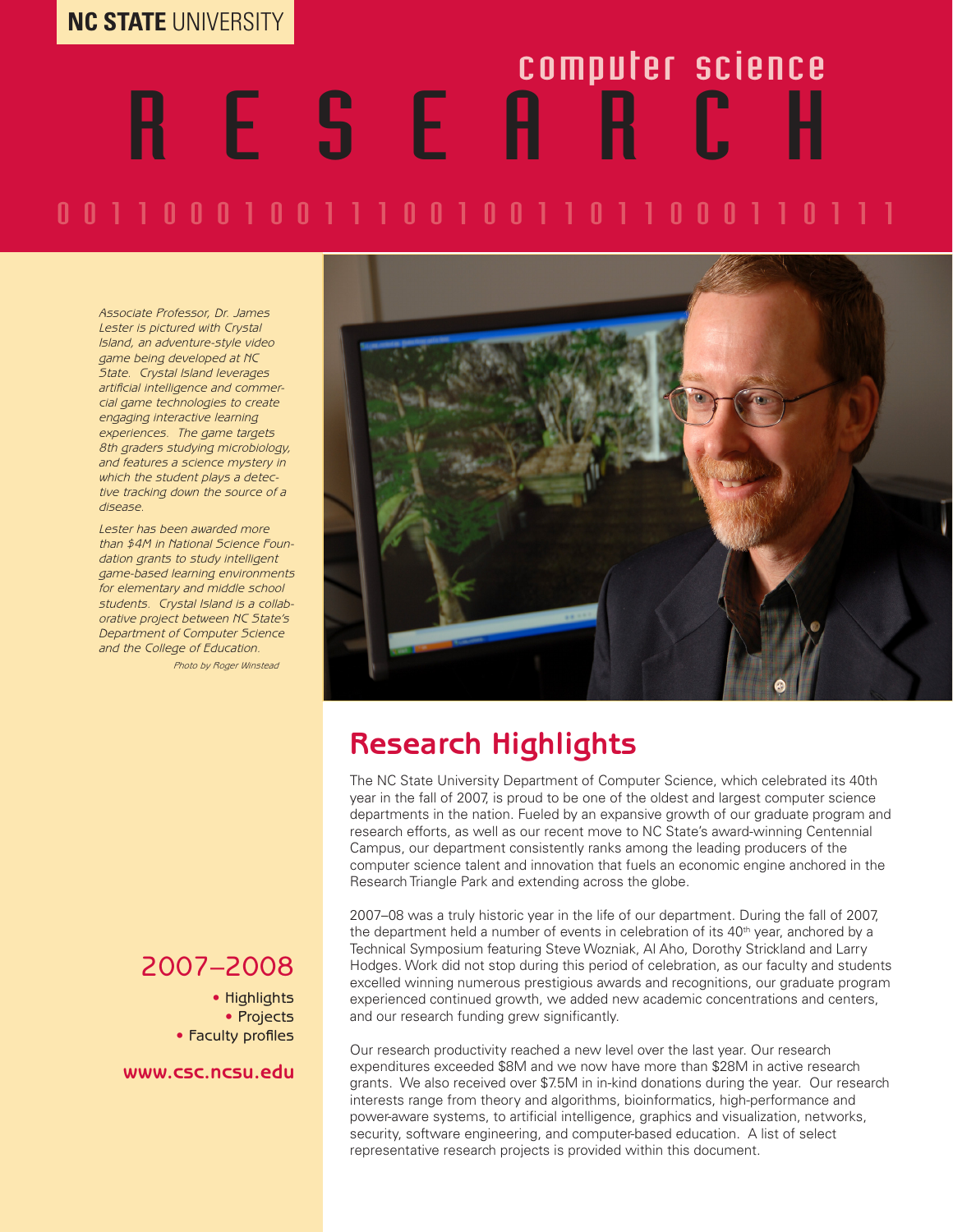NC STATE UNIVERSITY

# computer science RESEARCH

0 0 1 1 0 0 0 1 0 0 1 1 1 0 0 1 0 0 1 1 0 1 1 0 0 0 1 1 0 1 1 1

*Associate Professor, Dr. James Lester is pictured with Crystal Island, an adventure-style video game being developed at NC State. Crystal Island leverages artificial intelligence and commercial game technologies to create engaging interactive learning experiences. The game targets 8th graders studying microbiology, and features a science mystery in which the student plays a detective tracking down the source of a disease.*

*Lester has been awarded more than $4M in National Science Foundation grants to study intelligent game-based learning environments for elementary and middle school students. Crystal Island is a collaborative project between NC State's Department of Computer Science and the College of Education.*

*Photo by Roger Winstead*

## 2007–2008

- Highlights
- Projects
- Faculty profiles

**www.csc.ncsu.edu**

## Research Highlights

The NC State University Department of Computer Science, which celebrated its 40th year in the fall of 2007, is proud to be one of the oldest and largest computer science departments in the nation. Fueled by an expansive growth of our graduate program and research efforts, as well as our recent move to NC State's award-winning Centennial Campus, our department consistently ranks among the leading producers of the computer science talent and innovation that fuels an economic engine anchored in the Research Triangle Park and extending across the globe.

2007–08 was a truly historic year in the life of our department. During the fall of 2007, the department held a number of events in celebration of its 40th year, anchored by a Technical Symposium featuring Steve Wozniak, Al Aho, Dorothy Strickland and Larry Hodges. Work did not stop during this period of celebration, as our faculty and students excelled winning numerous prestigious awards and recognitions, our graduate program experienced continued growth, we added new academic concentrations and centers, and our research funding grew significantly.

Our research productivity reached a new level over the last year. Our research expenditures exceeded $8M and we now have more than $28M in active research grants. We also received over $7.5M in in-kind donations during the year. Our research interests range from theory and algorithms, bioinformatics, high-performance and power-aware systems, to artificial intelligence, graphics and visualization, networks, security, software engineering, and computer-based education. A list of select representative research projects is provided within this document.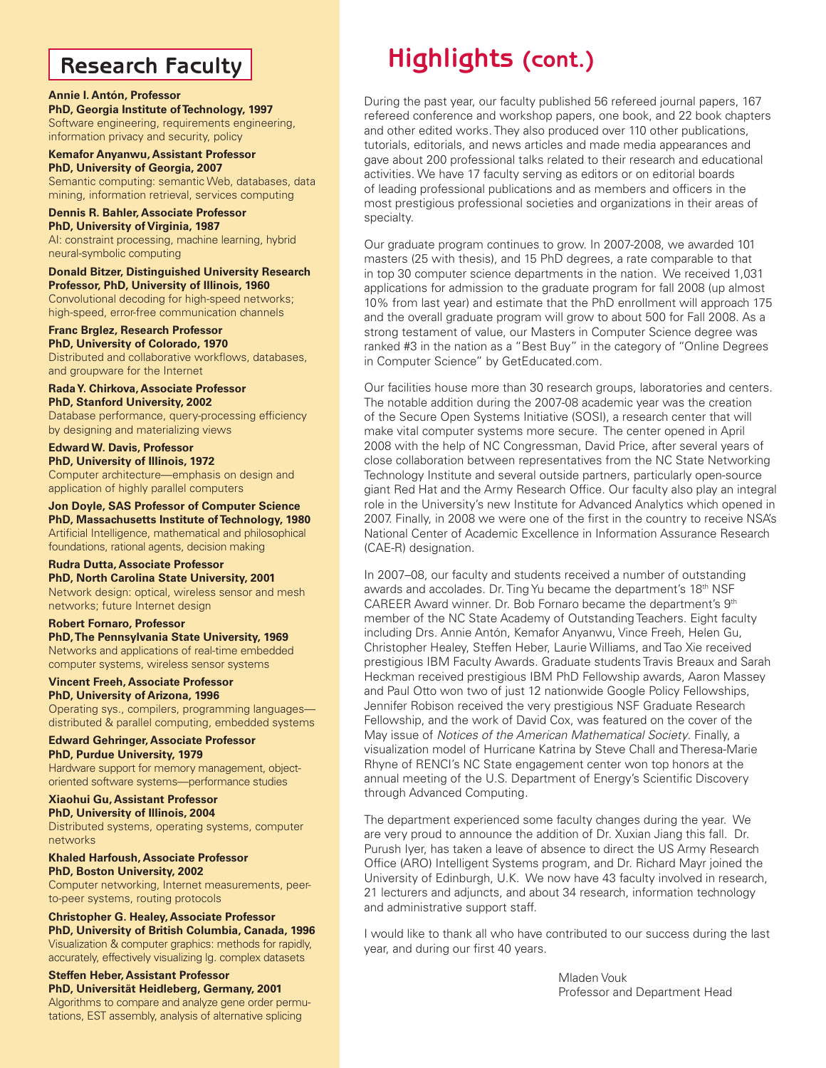## Research Faculty

**Annie I. Antón, Professor**
**PhD, Georgia Institute of Technology, 1997**
Software engineering, requirements engineering, information privacy and security, policy

**Kemafor Anyanwu, Assistant Professor**
**PhD, University of Georgia, 2007**
Semantic computing: semantic Web, databases, data mining, information retrieval, services computing

**Dennis R. Bahler, Associate Professor**
**PhD, University of Virginia, 1987**
AI: constraint processing, machine learning, hybrid neural-symbolic computing

**Donald Bitzer, Distinguished University Research Professor, PhD, University of Illinois, 1960**
Convolutional decoding for high-speed networks; high-speed, error-free communication channels

**Franc Brglez, Research Professor**
**PhD, University of Colorado, 1970**
Distributed and collaborative workflows, databases, and groupware for the Internet

**Rada Y. Chirkova, Associate Professor**
**PhD, Stanford University, 2002**
Database performance, query-processing efficiency by designing and materializing views

**Edward W. Davis, Professor**
**PhD, University of Illinois, 1972**
Computer architecture—emphasis on design and application of highly parallel computers

**Jon Doyle, SAS Professor of Computer Science**
**PhD, Massachusetts Institute of Technology, 1980**
Artificial Intelligence, mathematical and philosophical foundations, rational agents, decision making

**Rudra Dutta, Associate Professor**
**PhD, North Carolina State University, 2001**
Network design: optical, wireless sensor and mesh networks; future Internet design

**Robert Fornaro, Professor**
**PhD, The Pennsylvania State University, 1969**
Networks and applications of real-time embedded computer systems, wireless sensor systems

**Vincent Freeh, Associate Professor**
**PhD, University of Arizona, 1996**
Operating sys., compilers, programming languages—distributed & parallel computing, embedded systems

**Edward Gehringer, Associate Professor**
**PhD, Purdue University, 1979**
Hardware support for memory management, object-oriented software systems—performance studies

**Xiaohui Gu, Assistant Professor**
**PhD, University of Illinois, 2004**
Distributed systems, operating systems, computer networks

**Khaled Harfoush, Associate Professor**
**PhD, Boston University, 2002**
Computer networking, Internet measurements, peer-to-peer systems, routing protocols

**Christopher G. Healey, Associate Professor**
**PhD, University of British Columbia, Canada, 1996**
Visualization & computer graphics: methods for rapidly, accurately, effectively visualizing lg. complex datasets

**Steffen Heber, Assistant Professor**
**PhD, Universität Heidleberg, Germany, 2001**
Algorithms to compare and analyze gene order permutations, EST assembly, analysis of alternative splicing

## Highlights (cont.)

During the past year, our faculty published 56 refereed journal papers, 167 refereed conference and workshop papers, one book, and 22 book chapters and other edited works. They also produced over 110 other publications, tutorials, editorials, and news articles and made media appearances and gave about 200 professional talks related to their research and educational activities. We have 17 faculty serving as editors or on editorial boards of leading professional publications and as members and officers in the most prestigious professional societies and organizations in their areas of specialty.

Our graduate program continues to grow. In 2007-2008, we awarded 101 masters (25 with thesis), and 15 PhD degrees, a rate comparable to that in top 30 computer science departments in the nation. We received 1,031 applications for admission to the graduate program for fall 2008 (up almost 10% from last year) and estimate that the PhD enrollment will approach 175 and the overall graduate program will grow to about 500 for Fall 2008. As a strong testament of value, our Masters in Computer Science degree was ranked #3 in the nation as a "Best Buy" in the category of "Online Degrees in Computer Science" by GetEducated.com.

Our facilities house more than 30 research groups, laboratories and centers. The notable addition during the 2007-08 academic year was the creation of the Secure Open Systems Initiative (SOSI), a research center that will make vital computer systems more secure. The center opened in April 2008 with the help of NC Congressman, David Price, after several years of close collaboration between representatives from the NC State Networking Technology Institute and several outside partners, particularly open-source giant Red Hat and the Army Research Office. Our faculty also play an integral role in the University's new Institute for Advanced Analytics which opened in 2007. Finally, in 2008 we were one of the first in the country to receive NSA's National Center of Academic Excellence in Information Assurance Research (CAE-R) designation.

In 2007–08, our faculty and students received a number of outstanding awards and accolades. Dr. Ting Yu became the department's 18th NSF CAREER Award winner. Dr. Bob Fornaro became the department's 9th member of the NC State Academy of Outstanding Teachers. Eight faculty including Drs. Annie Antón, Kemafor Anyanwu, Vince Freeh, Helen Gu, Christopher Healey, Steffen Heber, Laurie Williams, and Tao Xie received prestigious IBM Faculty Awards. Graduate students Travis Breaux and Sarah Heckman received prestigious IBM PhD Fellowship awards, Aaron Massey and Paul Otto won two of just 12 nationwide Google Policy Fellowships, Jennifer Robison received the very prestigious NSF Graduate Research Fellowship, and the work of David Cox, was featured on the cover of the May issue of *Notices of the American Mathematical Society*. Finally, a visualization model of Hurricane Katrina by Steve Chall and Theresa-Marie Rhyne of RENCI's NC State engagement center won top honors at the annual meeting of the U.S. Department of Energy's Scientific Discovery through Advanced Computing.

The department experienced some faculty changes during the year. We are very proud to announce the addition of Dr. Xuxian Jiang this fall. Dr. Purush Iyer, has taken a leave of absence to direct the US Army Research Office (ARO) Intelligent Systems program, and Dr. Richard Mayr joined the University of Edinburgh, U.K. We now have 43 faculty involved in research, 21 lecturers and adjuncts, and about 34 research, information technology and administrative support staff.

I would like to thank all who have contributed to our success during the last year, and during our first 40 years.

Mladen Vouk
Professor and Department Head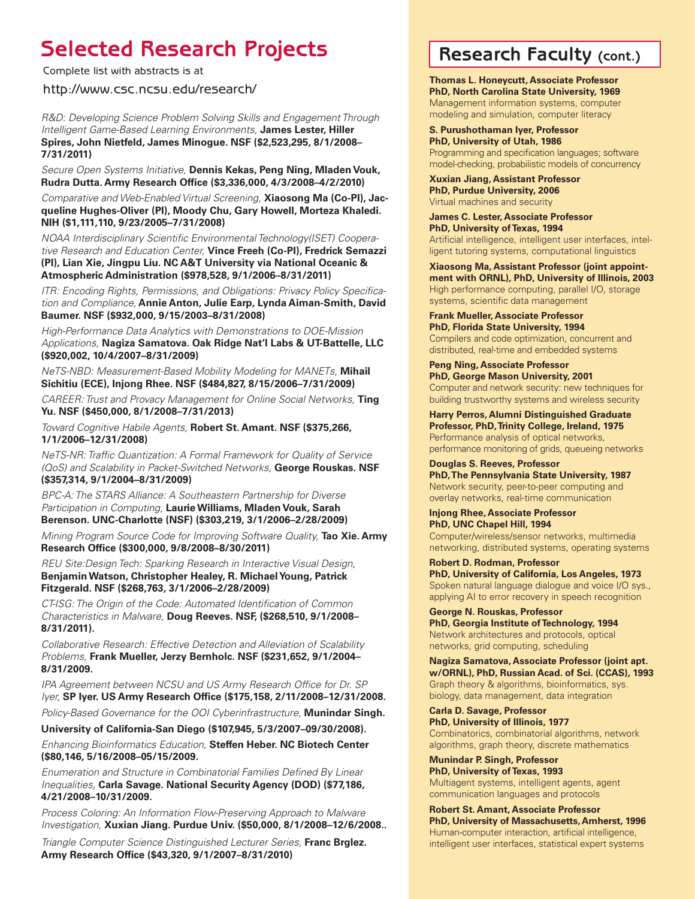# Selected Research Projects

Complete list with abstracts is at

http://www.csc.ncsu.edu/research/

*R&D: Developing Science Problem Solving Skills and Engagement Through Intelligent Game-Based Learning Environments,* **James Lester, Hiller Spires, John Nietfeld, James Minogue. NSF ($2,523,295, 8/1/2008–7/31/2011)**

*Secure Open Systems Initiative,* **Dennis Kekas, Peng Ning, Mladen Vouk, Rudra Dutta. Army Research Office ($3,336,000, 4/3/2008–4/2/2010)**

*Comparative and Web-Enabled Virtual Screening,* **Xiaosong Ma (Co-PI), Jacqueline Hughes-Oliver (PI), Moody Chu, Gary Howell, Morteza Khaledi. NIH ($1,111,110, 9/23/2005–7/31/2008)**

*NOAA Interdisciplinary Scientific Environmental Technology(ISET) Cooperative Research and Education Center,* **Vince Freeh (Co-PI), Fredrick Semazzi (PI), Lian Xie, Jingpu Liu. NC A&T University via National Oceanic & Atmospheric Administration ($978,528, 9/1/2006–8/31/2011)**

*ITR: Encoding Rights, Permissions, and Obligations: Privacy Policy Specification and Compliance,* **Annie Anton, Julie Earp, Lynda Aiman-Smith, David Baumer. NSF ($932,000, 9/15/2003–8/31/2008)**

*High-Performance Data Analytics with Demonstrations to DOE-Mission Applications,* **Nagiza Samatova. Oak Ridge Nat'l Labs & UT-Battelle, LLC ($920,002, 10/4/2007–8/31/2009)**

*NeTS-NBD: Measurement-Based Mobility Modeling for MANETs,* **Mihail Sichitiu (ECE), Injong Rhee. NSF ($484,827, 8/15/2006–7/31/2009)**

*CAREER: Trust and Provacy Management for Online Social Networks,* **Ting Yu. NSF ($450,000, 8/1/2008–7/31/2013)**

*Toward Cognitive Habile Agents,* **Robert St. Amant. NSF ($375,266, 1/1/2006–12/31/2008)**

*NeTS-NR: Traffic Quantization: A Formal Framework for Quality of Service (QoS) and Scalability in Packet-Switched Networks,* **George Rouskas. NSF ($357,314, 9/1/2004–8/31/2009)**

*BPC-A: The STARS Alliance: A Southeastern Partnership for Diverse Participation in Computing,* **Laurie Williams, Mladen Vouk, Sarah Berenson. UNC-Charlotte (NSF) ($303,219, 3/1/2006–2/28/2009)**

*Mining Program Source Code for Improving Software Quality,* **Tao Xie. Army Research Office ($300,000, 9/8/2008–8/30/2011)**

*REU Site:Design Tech: Sparking Research in Interactive Visual Design,* **Benjamin Watson, Christopher Healey, R. Michael Young, Patrick Fitzgerald. NSF ($268,763, 3/1/2006–2/28/2009)**

*CT-ISG: The Origin of the Code: Automated Identification of Common Characteristics in Malware,* **Doug Reeves. NSF, ($268,510, 9/1/2008–8/31/2011).**

*Collaborative Research: Effective Detection and Alleviation of Scalability Problems,* **Frank Mueller, Jerzy Bernholc. NSF ($231,652, 9/1/2004–8/31/2009.**

*IPA Agreement between NCSU and US Army Research Office for Dr. SP Iyer,* **SP Iyer. US Army Research Office ($175,158, 2/11/2008–12/31/2008.**

*Policy-Based Governance for the OOI Cyberinfrastructure,* **Munindar Singh. University of California-San Diego ($107,945, 5/3/2007–09/30/2008).**

*Enhancing Bioinformatics Education,* **Steffen Heber. NC Biotech Center ($80,146, 5/16/2008–05/15/2009.**

*Enumeration and Structure in Combinatorial Families Defined By Linear Inequalities,* **Carla Savage. National Security Agency (DOD) ($77,186, 4/21/2008–10/31/2009.**

*Process Coloring: An Information Flow-Preserving Approach to Malware Investigation,* **Xuxian Jiang. Purdue Univ. ($50,000, 8/1/2008–12/6/2008..**

*Triangle Computer Science Distinguished Lecturer Series,* **Franc Brglez. Army Research Office ($43,320, 9/1/2007–8/31/2010)**

# Research Faculty (cont.)

**Thomas L. Honeycutt, Associate Professor**
**PhD, North Carolina State University, 1969**
Management information systems, computer modeling and simulation, computer literacy

**S. Purushothaman Iyer, Professor**
**PhD, University of Utah, 1986**
Programming and specification languages; software model-checking, probabilistic models of concurrency

**Xuxian Jiang, Assistant Professor**
**PhD, Purdue University, 2006**
Virtual machines and security

**James C. Lester, Associate Professor**
**PhD, University of Texas, 1994**
Artificial intelligence, intelligent user interfaces, intelligent tutoring systems, computational linguistics

**Xiaosong Ma, Assistant Professor (joint appointment with ORNL), PhD, University of Illinois, 2003**
High performance computing, parallel I/O, storage systems, scientific data management

**Frank Mueller, Associate Professor**
**PhD, Florida State University, 1994**
Compilers and code optimization, concurrent and distributed, real-time and embedded systems

**Peng Ning, Associate Professor**
**PhD, George Mason University, 2001**
Computer and network security: new techniques for building trustworthy systems and wireless security

**Harry Perros, Alumni Distinguished Graduate Professor, PhD, Trinity College, Ireland, 1975**
Performance analysis of optical networks, performance monitoring of grids, queueing networks

**Douglas S. Reeves, Professor**
**PhD, The Pennsylvania State University, 1987**
Network security, peer-to-peer computing and overlay networks, real-time communication

**Injong Rhee, Associate Professor**
**PhD, UNC Chapel Hill, 1994**
Computer/wireless/sensor networks, multimedia networking, distributed systems, operating systems

**Robert D. Rodman, Professor**
**PhD, University of California, Los Angeles, 1973**
Spoken natural language dialogue and voice I/O sys., applying AI to error recovery in speech recognition

**George N. Rouskas, Professor**
**PhD, Georgia Institute of Technology, 1994**
Network architectures and protocols, optical networks, grid computing, scheduling

**Nagiza Samatova, Associate Professor (joint apt. w/ORNL), PhD, Russian Acad. of Sci. (CCAS), 1993**
Graph theory & algorithms, bioinformatics, sys. biology, data management, data integration

**Carla D. Savage, Professor**
**PhD, University of Illinois, 1977**
Combinatorics, combinatorial algorithms, network algorithms, graph theory, discrete mathematics

**Munindar P. Singh, Professor**
**PhD, University of Texas, 1993**
Multiagent systems, intelligent agents, agent communication languages and protocols

**Robert St. Amant, Associate Professor**
**PhD, University of Massachusetts, Amherst, 1996**
Human-computer interaction, artificial intelligence, intelligent user interfaces, statistical expert systems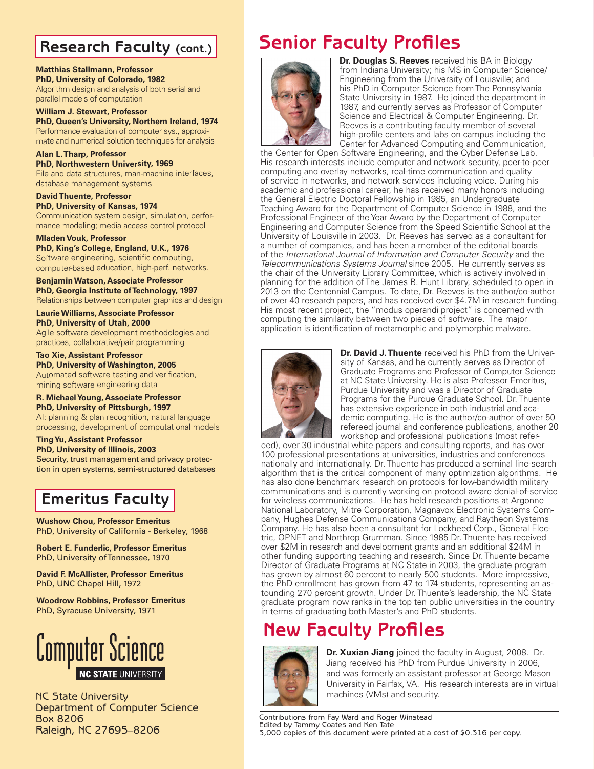## Research Faculty (cont.)

**Matthias Stallmann, Professor**
**PhD, University of Colorado, 1982**
Algorithm design and analysis of both serial and parallel models of computation

**William J. Stewart, Professor**
**PhD, Queen's University, Northern Ireland, 1974**
Performance evaluation of computer sys., approximate and numerical solution techniques for analysis

**Alan L. Tharp, Professor**
**PhD, Northwestern University, 1969**
File and data structures, man-machine interfaces, database management systems

**David Thuente, Professor**
**PhD, University of Kansas, 1974**
Communication system design, simulation, performance modeling; media access control protocol

**Mladen Vouk, Professor**
**PhD, King's College, England, U.K., 1976**
Software engineering, scientific computing, computer-based education, high-perf. networks.

**Benjamin Watson, Associate Professor**
**PhD, Georgia Institute of Technology, 1997**
Relationships between computer graphics and design

**Laurie Williams, Associate Professor**
**PhD, University of Utah, 2000**
Agile software development methodologies and practices, collaborative/pair programming

**Tao Xie, Assistant Professor**
**PhD, University of Washington, 2005**
Automated software testing and verification, mining software engineering data

**R. Michael Young, Associate Professor**
**PhD, University of Pittsburgh, 1997**
AI: planning & plan recognition, natural language processing, development of computational models

**Ting Yu, Assistant Professor**
**PhD, University of Illinois, 2003**
Security, trust management and privacy protection in open systems, semi-structured databases

## Emeritus Faculty

**Wushow Chou, Professor Emeritus**
PhD, University of California - Berkeley, 1968

**Robert E. Funderlic, Professor Emeritus**
PhD, University of Tennessee, 1970

**David F. McAllister, Professor Emeritus**
PhD, UNC Chapel Hill, 1972

**Woodrow Robbins, Professor Emeritus**
PhD, Syracuse University, 1971

Computer Science
NC STATE UNIVERSITY

NC State University
Department of Computer Science
Box 8206
Raleigh, NC 27695–8206

# Senior Faculty Profiles

**Dr. Douglas S. Reeves** received his BA in Biology from Indiana University; his MS in Computer Science/Engineering from the University of Louisville; and his PhD in Computer Science from The Pennsylvania State University in 1987. He joined the department in 1987, and currently serves as Professor of Computer Science and Electrical & Computer Engineering. Dr. Reeves is a contributing faculty member of several high-profile centers and labs on campus including the Center for Advanced Computing and Communication, the Center for Open Software Engineering, and the Cyber Defense Lab. His research interests include computer and network security, peer-to-peer computing and overlay networks, real-time communication and quality of service in networks, and network services including voice. During his academic and professional career, he has received many honors including the General Electric Doctoral Fellowship in 1985, an Undergraduate Teaching Award for the Department of Computer Science in 1988, and the Professional Engineer of the Year Award by the Department of Computer Engineering and Computer Science from the Speed Scientific School at the University of Louisville in 2003. Dr. Reeves has served as a consultant for a number of companies, and has been a member of the editorial boards of the *International Journal of Information and Computer Security* and the *Telecommunications Systems Journal* since 2005. He currently serves as the chair of the University Library Committee, which is actively involved in planning for the addition of The James B. Hunt Library, scheduled to open in 2013 on the Centennial Campus. To date, Dr. Reeves is the author/co-author of over 40 research papers, and has received over $4.7M in research funding. His most recent project, the "modus operandi project" is concerned with computing the similarity between two pieces of software. The major application is identification of metamorphic and polymorphic malware.

**Dr. David J. Thuente** received his PhD from the University of Kansas, and he currently serves as Director of Graduate Programs and Professor of Computer Science at NC State University. He is also Professor Emeritus, Purdue University and was a Director of Graduate Programs for the Purdue Graduate School. Dr. Thuente has extensive experience in both industrial and academic computing. He is the author/co-author of over 50 refereed journal and conference publications, another 20 workshop and professional publications (most refereed), over 30 industrial white papers and consulting reports, and has over 100 professional presentations at universities, industries and conferences nationally and internationally. Dr. Thuente has produced a seminal line-search algorithm that is the critical component of many optimization algorithms. He has also done benchmark research on protocols for low-bandwidth military communications and is currently working on protocol aware denial-of-service for wireless communications. He has held research positions at Argonne National Laboratory, Mitre Corporation, Magnavox Electronic Systems Company, Hughes Defense Communications Company, and Raytheon Systems Company. He has also been a consultant for Lockheed Corp., General Electric, OPNET and Northrop Grumman. Since 1985 Dr. Thuente has received over $2M in research and development grants and an additional $24M in other funding supporting teaching and research. Since Dr. Thuente became Director of Graduate Programs at NC State in 2003, the graduate program has grown by almost 60 percent to nearly 500 students. More impressive, the PhD enrollment has grown from 47 to 174 students, representing an astounding 270 percent growth. Under Dr. Thuente's leadership, the NC State graduate program now ranks in the top ten public universities in the country in terms of graduating both Master's and PhD students.

# New Faculty Profiles

**Dr. Xuxian Jiang** joined the faculty in August, 2008. Dr. Jiang received his PhD from Purdue University in 2006, and was formerly an assistant professor at George Mason University in Fairfax, VA. His research interests are in virtual machines (VMs) and security.

Contributions from Fay Ward and Roger Winstead
Edited by Tammy Coates and Ken Tate
3,000 copies of this document were printed at a cost of $0.316 per copy.